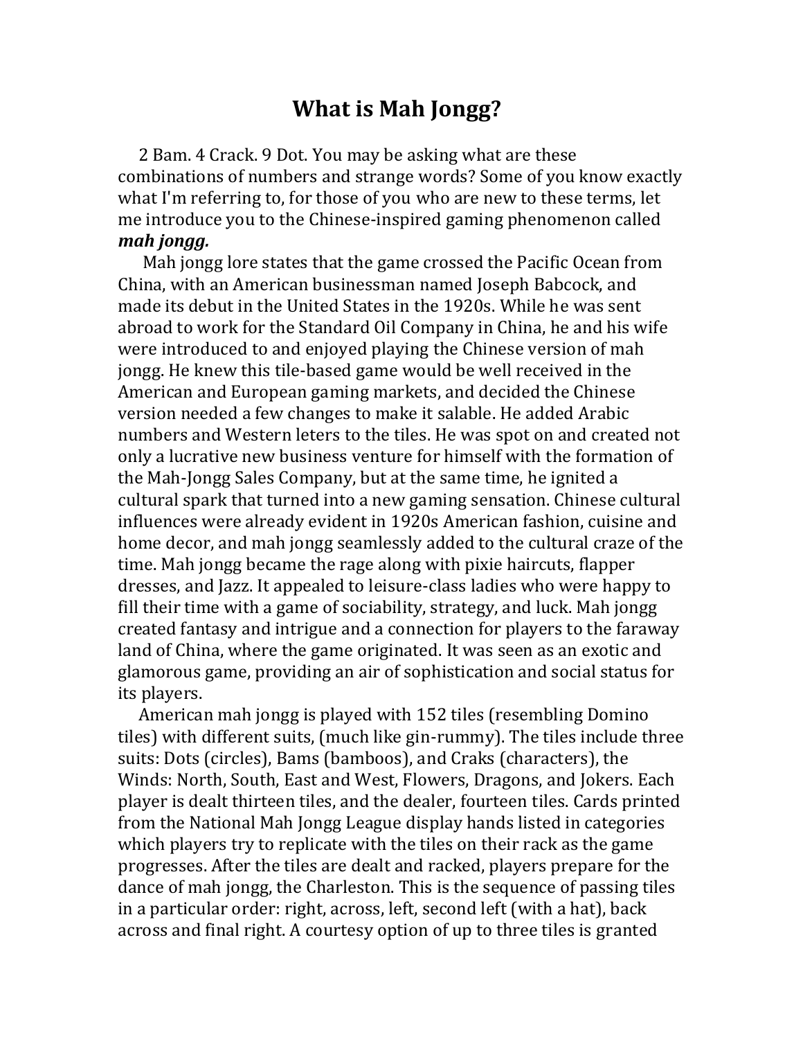# What is Mah Jongg?

2 Bam. 4 Crack. 9 Dot. You may be asking what are these combinations of numbers and strange words? Some of you know exactly what I'm referring to, for those of you who are new to these terms, let me introduce you to the Chinese-inspired gaming phenomenon called ***mah jongg.***

Mah jongg lore states that the game crossed the Pacific Ocean from China, with an American businessman named Joseph Babcock, and made its debut in the United States in the 1920s. While he was sent abroad to work for the Standard Oil Company in China, he and his wife were introduced to and enjoyed playing the Chinese version of mah jongg. He knew this tile-based game would be well received in the American and European gaming markets, and decided the Chinese version needed a few changes to make it salable. He added Arabic numbers and Western leters to the tiles. He was spot on and created not only a lucrative new business venture for himself with the formation of the Mah-Jongg Sales Company, but at the same time, he ignited a cultural spark that turned into a new gaming sensation. Chinese cultural influences were already evident in 1920s American fashion, cuisine and home decor, and mah jongg seamlessly added to the cultural craze of the time. Mah jongg became the rage along with pixie haircuts, flapper dresses, and Jazz. It appealed to leisure-class ladies who were happy to fill their time with a game of sociability, strategy, and luck. Mah jongg created fantasy and intrigue and a connection for players to the faraway land of China, where the game originated. It was seen as an exotic and glamorous game, providing an air of sophistication and social status for its players.

American mah jongg is played with 152 tiles (resembling Domino tiles) with different suits, (much like gin-rummy). The tiles include three suits: Dots (circles), Bams (bamboos), and Craks (characters), the Winds: North, South, East and West, Flowers, Dragons, and Jokers. Each player is dealt thirteen tiles, and the dealer, fourteen tiles. Cards printed from the National Mah Jongg League display hands listed in categories which players try to replicate with the tiles on their rack as the game progresses. After the tiles are dealt and racked, players prepare for the dance of mah jongg, the Charleston. This is the sequence of passing tiles in a particular order: right, across, left, second left (with a hat), back across and final right. A courtesy option of up to three tiles is granted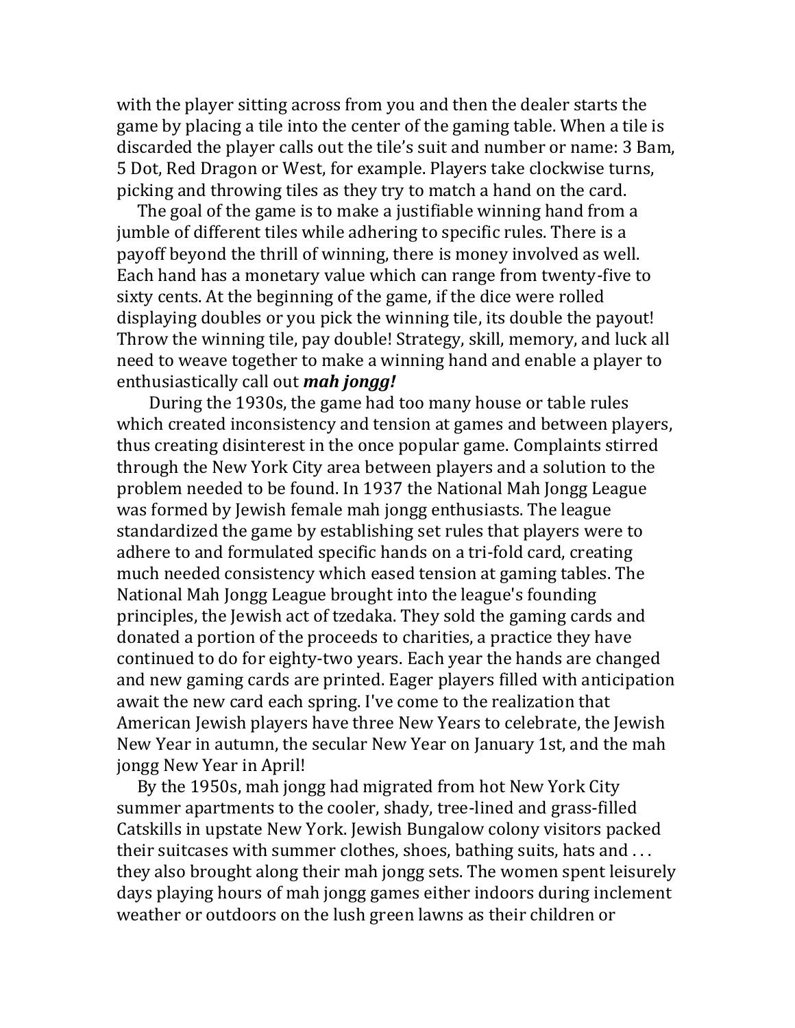with the player sitting across from you and then the dealer starts the game by placing a tile into the center of the gaming table. When a tile is discarded the player calls out the tile's suit and number or name: 3 Bam, 5 Dot, Red Dragon or West, for example. Players take clockwise turns, picking and throwing tiles as they try to match a hand on the card.

The goal of the game is to make a justifiable winning hand from a jumble of different tiles while adhering to specific rules. There is a payoff beyond the thrill of winning, there is money involved as well. Each hand has a monetary value which can range from twenty-five to sixty cents. At the beginning of the game, if the dice were rolled displaying doubles or you pick the winning tile, its double the payout! Throw the winning tile, pay double! Strategy, skill, memory, and luck all need to weave together to make a winning hand and enable a player to enthusiastically call out ***mah jongg!***

During the 1930s, the game had too many house or table rules which created inconsistency and tension at games and between players, thus creating disinterest in the once popular game. Complaints stirred through the New York City area between players and a solution to the problem needed to be found. In 1937 the National Mah Jongg League was formed by Jewish female mah jongg enthusiasts. The league standardized the game by establishing set rules that players were to adhere to and formulated specific hands on a tri-fold card, creating much needed consistency which eased tension at gaming tables. The National Mah Jongg League brought into the league's founding principles, the Jewish act of tzedaka. They sold the gaming cards and donated a portion of the proceeds to charities, a practice they have continued to do for eighty-two years. Each year the hands are changed and new gaming cards are printed. Eager players filled with anticipation await the new card each spring. I've come to the realization that American Jewish players have three New Years to celebrate, the Jewish New Year in autumn, the secular New Year on January 1st, and the mah jongg New Year in April!

By the 1950s, mah jongg had migrated from hot New York City summer apartments to the cooler, shady, tree-lined and grass-filled Catskills in upstate New York. Jewish Bungalow colony visitors packed their suitcases with summer clothes, shoes, bathing suits, hats and . . . they also brought along their mah jongg sets. The women spent leisurely days playing hours of mah jongg games either indoors during inclement weather or outdoors on the lush green lawns as their children or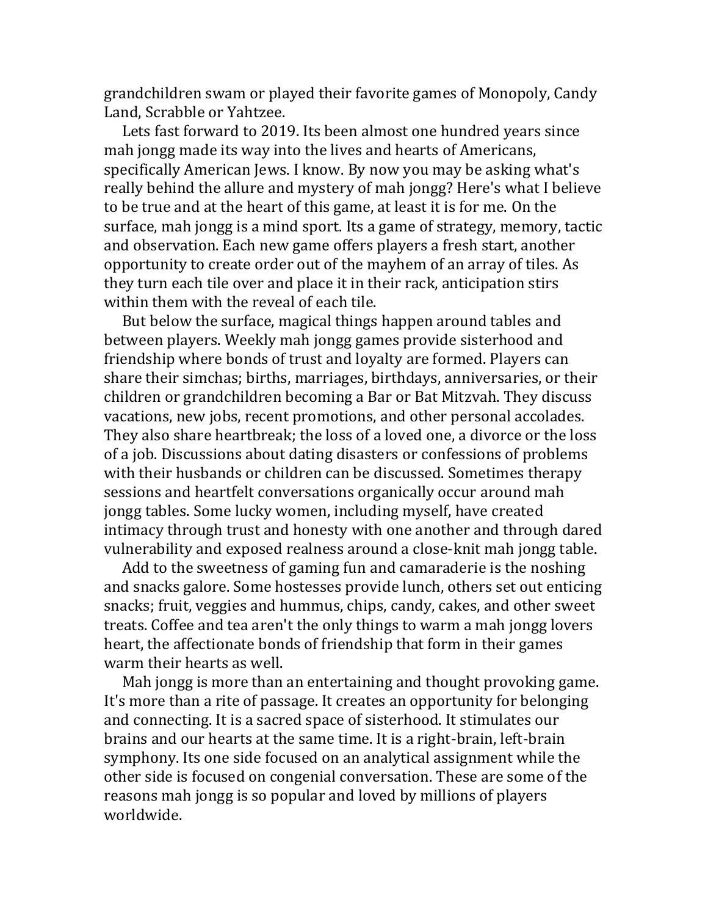grandchildren swam or played their favorite games of Monopoly, Candy Land, Scrabble or Yahtzee.

Lets fast forward to 2019. Its been almost one hundred years since mah jongg made its way into the lives and hearts of Americans, specifically American Jews. I know. By now you may be asking what's really behind the allure and mystery of mah jongg? Here's what I believe to be true and at the heart of this game, at least it is for me. On the surface, mah jongg is a mind sport. Its a game of strategy, memory, tactic and observation. Each new game offers players a fresh start, another opportunity to create order out of the mayhem of an array of tiles. As they turn each tile over and place it in their rack, anticipation stirs within them with the reveal of each tile.

But below the surface, magical things happen around tables and between players. Weekly mah jongg games provide sisterhood and friendship where bonds of trust and loyalty are formed. Players can share their simchas; births, marriages, birthdays, anniversaries, or their children or grandchildren becoming a Bar or Bat Mitzvah. They discuss vacations, new jobs, recent promotions, and other personal accolades. They also share heartbreak; the loss of a loved one, a divorce or the loss of a job. Discussions about dating disasters or confessions of problems with their husbands or children can be discussed. Sometimes therapy sessions and heartfelt conversations organically occur around mah jongg tables. Some lucky women, including myself, have created intimacy through trust and honesty with one another and through dared vulnerability and exposed realness around a close-knit mah jongg table.

Add to the sweetness of gaming fun and camaraderie is the noshing and snacks galore. Some hostesses provide lunch, others set out enticing snacks; fruit, veggies and hummus, chips, candy, cakes, and other sweet treats. Coffee and tea aren't the only things to warm a mah jongg lovers heart, the affectionate bonds of friendship that form in their games warm their hearts as well.

Mah jongg is more than an entertaining and thought provoking game. It's more than a rite of passage. It creates an opportunity for belonging and connecting. It is a sacred space of sisterhood. It stimulates our brains and our hearts at the same time. It is a right-brain, left-brain symphony. Its one side focused on an analytical assignment while the other side is focused on congenial conversation. These are some of the reasons mah jongg is so popular and loved by millions of players worldwide.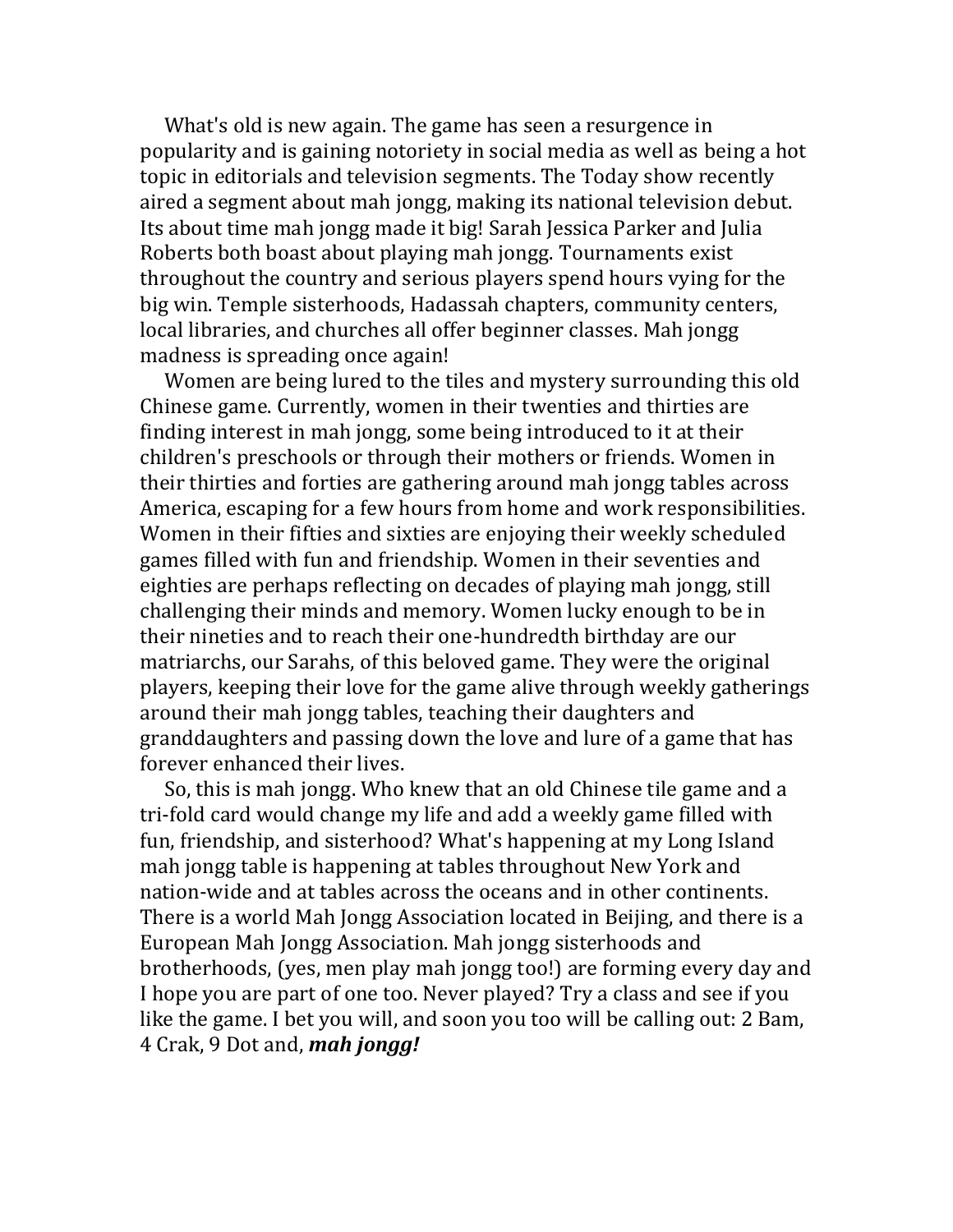What's old is new again. The game has seen a resurgence in popularity and is gaining notoriety in social media as well as being a hot topic in editorials and television segments. The Today show recently aired a segment about mah jongg, making its national television debut. Its about time mah jongg made it big! Sarah Jessica Parker and Julia Roberts both boast about playing mah jongg. Tournaments exist throughout the country and serious players spend hours vying for the big win. Temple sisterhoods, Hadassah chapters, community centers, local libraries, and churches all offer beginner classes. Mah jongg madness is spreading once again!

Women are being lured to the tiles and mystery surrounding this old Chinese game. Currently, women in their twenties and thirties are finding interest in mah jongg, some being introduced to it at their children's preschools or through their mothers or friends. Women in their thirties and forties are gathering around mah jongg tables across America, escaping for a few hours from home and work responsibilities. Women in their fifties and sixties are enjoying their weekly scheduled games filled with fun and friendship. Women in their seventies and eighties are perhaps reflecting on decades of playing mah jongg, still challenging their minds and memory. Women lucky enough to be in their nineties and to reach their one-hundredth birthday are our matriarchs, our Sarahs, of this beloved game. They were the original players, keeping their love for the game alive through weekly gatherings around their mah jongg tables, teaching their daughters and granddaughters and passing down the love and lure of a game that has forever enhanced their lives.

So, this is mah jongg. Who knew that an old Chinese tile game and a tri-fold card would change my life and add a weekly game filled with fun, friendship, and sisterhood? What's happening at my Long Island mah jongg table is happening at tables throughout New York and nation-wide and at tables across the oceans and in other continents. There is a world Mah Jongg Association located in Beijing, and there is a European Mah Jongg Association. Mah jongg sisterhoods and brotherhoods, (yes, men play mah jongg too!) are forming every day and I hope you are part of one too. Never played? Try a class and see if you like the game. I bet you will, and soon you too will be calling out: 2 Bam, 4 Crak, 9 Dot and, ***mah jongg!***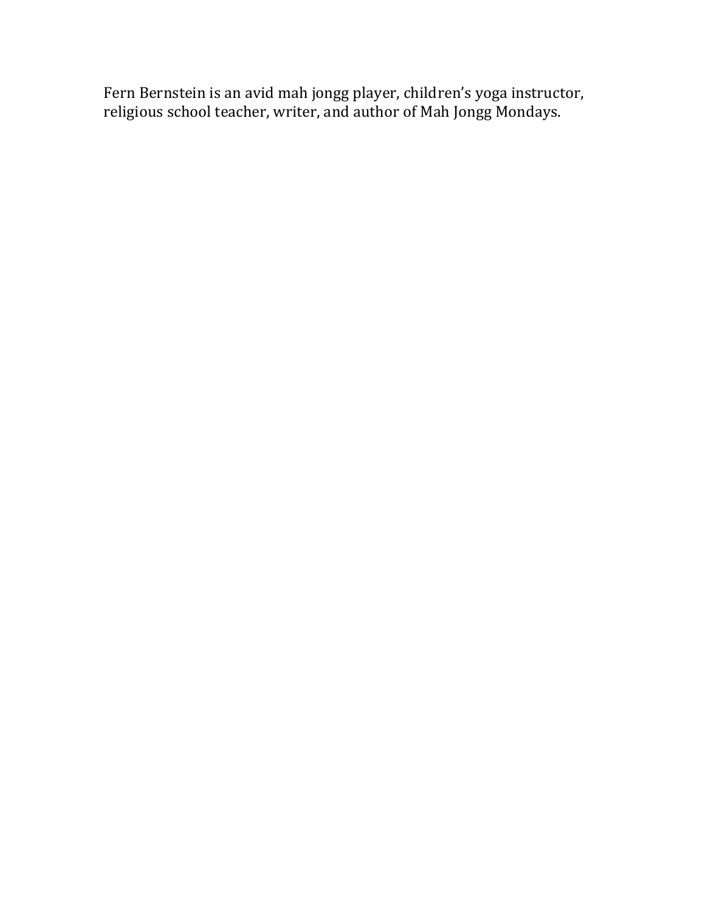Fern Bernstein is an avid mah jongg player, children's yoga instructor, religious school teacher, writer, and author of Mah Jongg Mondays.